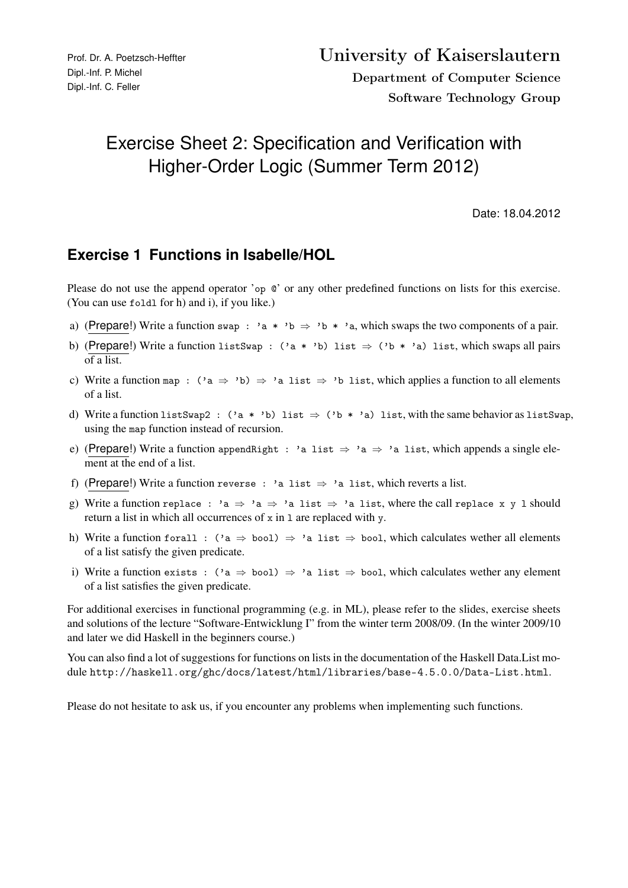Prof. Dr. A. Poetzsch-Heffter
Dipl.-Inf. P. Michel
Dipl.-Inf. C. Feller

**University of Kaiserslautern**
**Department of Computer Science**
**Software Technology Group**

# Exercise Sheet 2: Specification and Verification with Higher-Order Logic (Summer Term 2012)

Date: 18.04.2012

## Exercise 1 Functions in Isabelle/HOL

Please do not use the append operator '`op @`' or any other predefined functions on lists for this exercise. (You can use `foldl` for h) and i), if you like.)

a) (Prepare!) Write a function `swap : 'a * 'b ⇒ 'b * 'a`, which swaps the two components of a pair.

b) (Prepare!) Write a function `listSwap : ('a * 'b) list ⇒ ('b * 'a) list`, which swaps all pairs of a list.

c) Write a function `map : ('a ⇒ 'b) ⇒ 'a list ⇒ 'b list`, which applies a function to all elements of a list.

d) Write a function `listSwap2 : ('a * 'b) list ⇒ ('b * 'a) list`, with the same behavior as `listSwap`, using the `map` function instead of recursion.

e) (Prepare!) Write a function `appendRight : 'a list ⇒ 'a ⇒ 'a list`, which appends a single element at the end of a list.

f) (Prepare!) Write a function `reverse : 'a list ⇒ 'a list`, which reverts a list.

g) Write a function `replace : 'a ⇒ 'a ⇒ 'a list ⇒ 'a list`, where the call `replace x y l` should return a list in which all occurrences of `x` in `l` are replaced with `y`.

h) Write a function `forall : ('a ⇒ bool) ⇒ 'a list ⇒ bool`, which calculates wether all elements of a list satisfy the given predicate.

i) Write a function `exists : ('a ⇒ bool) ⇒ 'a list ⇒ bool`, which calculates wether any element of a list satisfies the given predicate.

For additional exercises in functional programming (e.g. in ML), please refer to the slides, exercise sheets and solutions of the lecture "Software-Entwicklung I" from the winter term 2008/09. (In the winter 2009/10 and later we did Haskell in the beginners course.)

You can also find a lot of suggestions for functions on lists in the documentation of the Haskell Data.List module `http://haskell.org/ghc/docs/latest/html/libraries/base-4.5.0.0/Data-List.html`.

Please do not hesitate to ask us, if you encounter any problems when implementing such functions.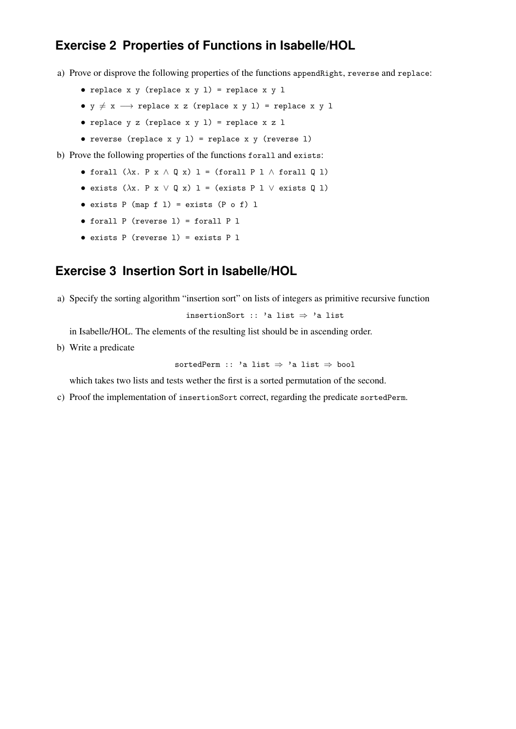## Exercise 2 Properties of Functions in Isabelle/HOL

a) Prove or disprove the following properties of the functions `appendRight`, `reverse` and `replace`:

- `replace x y (replace x y l) = replace x y l`
- `y ≠ x ⟶ replace x z (replace x y l) = replace x y l`
- `replace y z (replace x y l) = replace x z l`
- `reverse (replace x y l) = replace x y (reverse l)`

b) Prove the following properties of the functions `forall` and `exists`:

- `forall (λx. P x ∧ Q x) l = (forall P l ∧ forall Q l)`
- `exists (λx. P x ∨ Q x) l = (exists P l ∨ exists Q l)`
- `exists P (map f l) = exists (P o f) l`
- `forall P (reverse l) = forall P l`
- `exists P (reverse l) = exists P l`

## Exercise 3 Insertion Sort in Isabelle/HOL

a) Specify the sorting algorithm "insertion sort" on lists of integers as primitive recursive function

```
insertionSort :: 'a list ⇒ 'a list
```

in Isabelle/HOL. The elements of the resulting list should be in ascending order.

b) Write a predicate

```
sortedPerm :: 'a list ⇒ 'a list ⇒ bool
```

which takes two lists and tests wether the first is a sorted permutation of the second.

c) Proof the implementation of `insertionSort` correct, regarding the predicate `sortedPerm`.